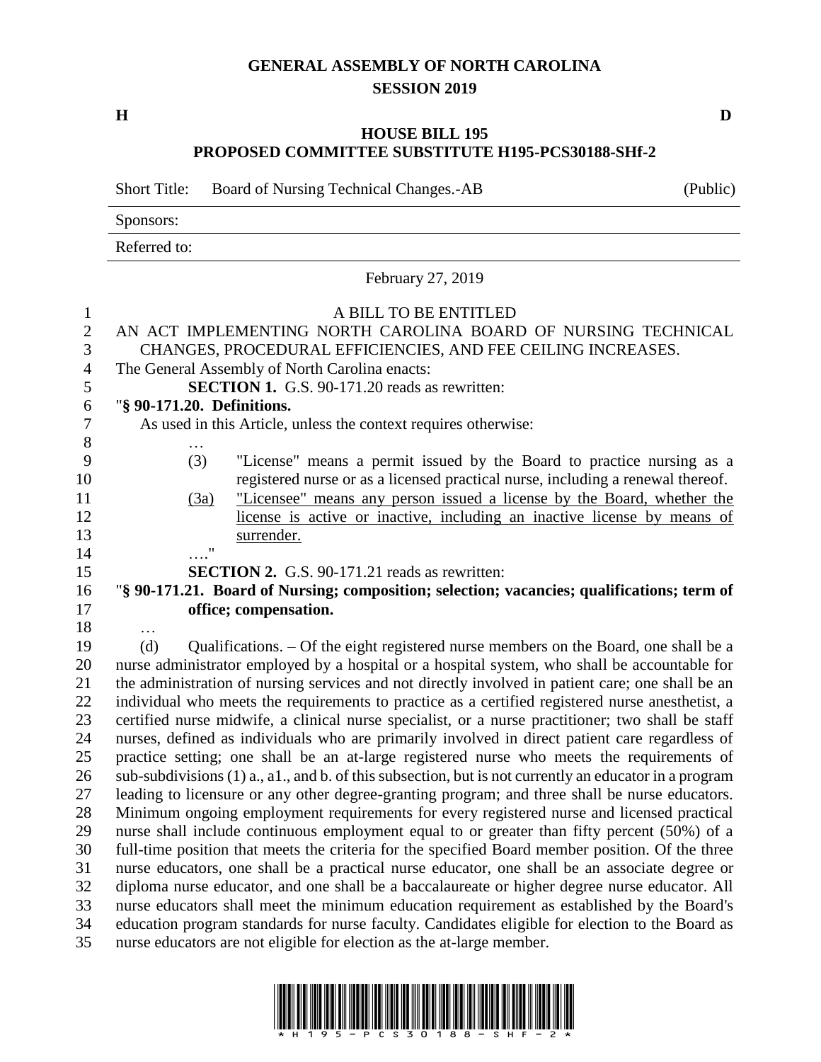# GENERAL ASSEMBLY OF NORTH CAROLINA
## SESSION 2019

**H** **D**

### HOUSE BILL 195
### PROPOSED COMMITTEE SUBSTITUTE H195-PCS30188-SHf-2

Short Title: Board of Nursing Technical Changes.-AB (Public)

Sponsors:

Referred to:

February 27, 2019

A BILL TO BE ENTITLED

AN ACT IMPLEMENTING NORTH CAROLINA BOARD OF NURSING TECHNICAL CHANGES, PROCEDURAL EFFICIENCIES, AND FEE CEILING INCREASES.

The General Assembly of North Carolina enacts:

**SECTION 1.** G.S. 90-171.20 reads as rewritten:

"**§ 90-171.20. Definitions.**

As used in this Article, unless the context requires otherwise:

…

(3) "License" means a permit issued by the Board to practice nursing as a registered nurse or as a licensed practical nurse, including a renewal thereof.

<u>(3a) "Licensee" means any person issued a license by the Board, whether the license is active or inactive, including an inactive license by means of surrender.</u>

…."

**SECTION 2.** G.S. 90-171.21 reads as rewritten:

"**§ 90-171.21. Board of Nursing; composition; selection; vacancies; qualifications; term of office; compensation.**

…

(d) Qualifications. – Of the eight registered nurse members on the Board, one shall be a nurse administrator employed by a hospital or a hospital system, who shall be accountable for the administration of nursing services and not directly involved in patient care; one shall be an individual who meets the requirements to practice as a certified registered nurse anesthetist, a certified nurse midwife, a clinical nurse specialist, or a nurse practitioner; two shall be staff nurses, defined as individuals who are primarily involved in direct patient care regardless of practice setting; one shall be an at-large registered nurse who meets the requirements of sub-subdivisions (1) a., a1., and b. of this subsection, but is not currently an educator in a program leading to licensure or any other degree-granting program; and three shall be nurse educators. Minimum ongoing employment requirements for every registered nurse and licensed practical nurse shall include continuous employment equal to or greater than fifty percent (50%) of a full-time position that meets the criteria for the specified Board member position. Of the three nurse educators, one shall be a practical nurse educator, one shall be an associate degree or diploma nurse educator, and one shall be a baccalaureate or higher degree nurse educator. All nurse educators shall meet the minimum education requirement as established by the Board's education program standards for nurse faculty. Candidates eligible for election to the Board as nurse educators are not eligible for election as the at-large member.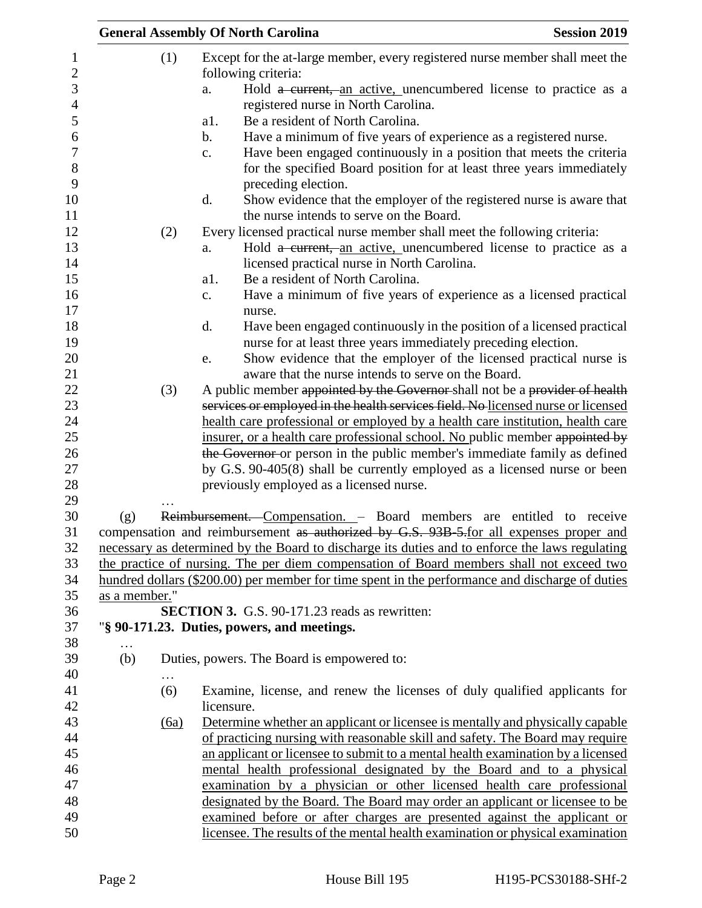(1) Except for the at-large member, every registered nurse member shall meet the following criteria:

a. Hold ~~a current,~~ an active, unencumbered license to practice as a registered nurse in North Carolina.

a1. Be a resident of North Carolina.

b. Have a minimum of five years of experience as a registered nurse.

c. Have been engaged continuously in a position that meets the criteria for the specified Board position for at least three years immediately preceding election.

d. Show evidence that the employer of the registered nurse is aware that the nurse intends to serve on the Board.

(2) Every licensed practical nurse member shall meet the following criteria:

a. Hold ~~a current,~~ an active, unencumbered license to practice as a licensed practical nurse in North Carolina.

a1. Be a resident of North Carolina.

c. Have a minimum of five years of experience as a licensed practical nurse.

d. Have been engaged continuously in the position of a licensed practical nurse for at least three years immediately preceding election.

e. Show evidence that the employer of the licensed practical nurse is aware that the nurse intends to serve on the Board.

(3) A public member ~~appointed by the Governor~~ shall not be a ~~provider of health services or employed in the health services field. No~~ licensed nurse or licensed health care professional or employed by a health care institution, health care insurer, or a health care professional school. No public member ~~appointed by the Governor~~ or person in the public member's immediate family as defined by G.S. 90-405(8) shall be currently employed as a licensed nurse or been previously employed as a licensed nurse.

…

(g) ~~Reimbursement.~~ Compensation. – Board members are entitled to receive compensation and reimbursement ~~as authorized by G.S. 93B-5.~~for all expenses proper and necessary as determined by the Board to discharge its duties and to enforce the laws regulating the practice of nursing. The per diem compensation of Board members shall not exceed two hundred dollars ($200.00) per member for time spent in the performance and discharge of duties as a member."

**SECTION 3.** G.S. 90-171.23 reads as rewritten:

"**§ 90-171.23. Duties, powers, and meetings.**

…

(b) Duties, powers. The Board is empowered to:

…

(6) Examine, license, and renew the licenses of duly qualified applicants for licensure.

(6a) Determine whether an applicant or licensee is mentally and physically capable of practicing nursing with reasonable skill and safety. The Board may require an applicant or licensee to submit to a mental health examination by a licensed mental health professional designated by the Board and to a physical examination by a physician or other licensed health care professional designated by the Board. The Board may order an applicant or licensee to be examined before or after charges are presented against the applicant or licensee. The results of the mental health examination or physical examination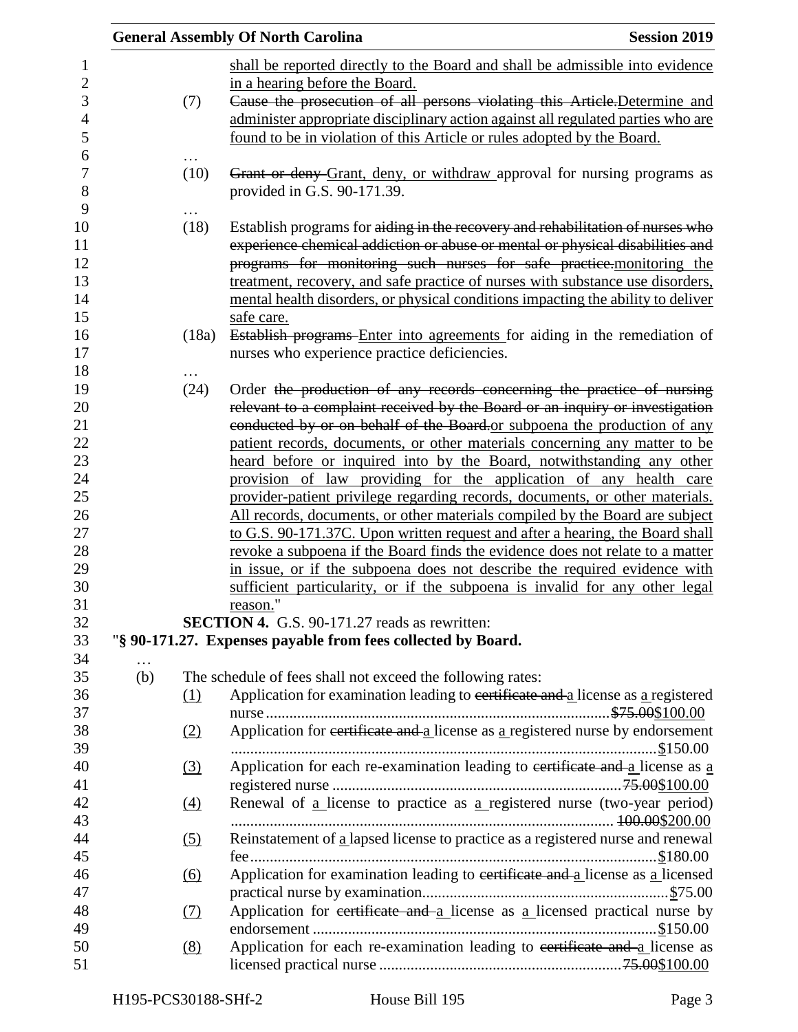shall be reported directly to the Board and shall be admissible into evidence in a hearing before the Board.

(7) ~~Cause the prosecution of all persons violating this Article.~~Determine and administer appropriate disciplinary action against all regulated parties who are found to be in violation of this Article or rules adopted by the Board.

…

(10) ~~Grant or deny~~ Grant, deny, or withdraw approval for nursing programs as provided in G.S. 90-171.39.

…

(18) Establish programs for ~~aiding in the recovery and rehabilitation of nurses who experience chemical addiction or abuse or mental or physical disabilities and programs for monitoring such nurses for safe practice.~~monitoring the treatment, recovery, and safe practice of nurses with substance use disorders, mental health disorders, or physical conditions impacting the ability to deliver safe care.

(18a) ~~Establish programs~~ Enter into agreements for aiding in the remediation of nurses who experience practice deficiencies.

…

(24) Order ~~the production of any records concerning the practice of nursing relevant to a complaint received by the Board or an inquiry or investigation conducted by or on behalf of the Board.~~or subpoena the production of any patient records, documents, or other materials concerning any matter to be heard before or inquired into by the Board, notwithstanding any other provision of law providing for the application of any health care provider-patient privilege regarding records, documents, or other materials. All records, documents, or other materials compiled by the Board are subject to G.S. 90-171.37C. Upon written request and after a hearing, the Board shall revoke a subpoena if the Board finds the evidence does not relate to a matter in issue, or if the subpoena does not describe the required evidence with sufficient particularity, or if the subpoena is invalid for any other legal reason."

**SECTION 4.** G.S. 90-171.27 reads as rewritten:

"**§ 90-171.27. Expenses payable from fees collected by Board.**

…

(b) The schedule of fees shall not exceed the following rates:

(1) Application for examination leading to ~~certificate and~~ a license as a registered nurse ........ ~~$75.00~~$100.00

(2) Application for ~~certificate and~~ a license as a registered nurse by endorsement ........ $150.00

(3) Application for each re-examination leading to ~~certificate and~~ a license as a registered nurse ........ ~~75.00~~$100.00

(4) Renewal of a license to practice as a registered nurse (two-year period) ........ ~~100.00~~$200.00

(5) Reinstatement of a lapsed license to practice as a registered nurse and renewal fee ........ $180.00

(6) Application for examination leading to ~~certificate and~~ a license as a licensed practical nurse by examination ........ $75.00

(7) Application for ~~certificate and~~ a license as a licensed practical nurse by endorsement ........ $150.00

(8) Application for each re-examination leading to ~~certificate and~~ a license as licensed practical nurse ........ ~~75.00~~$100.00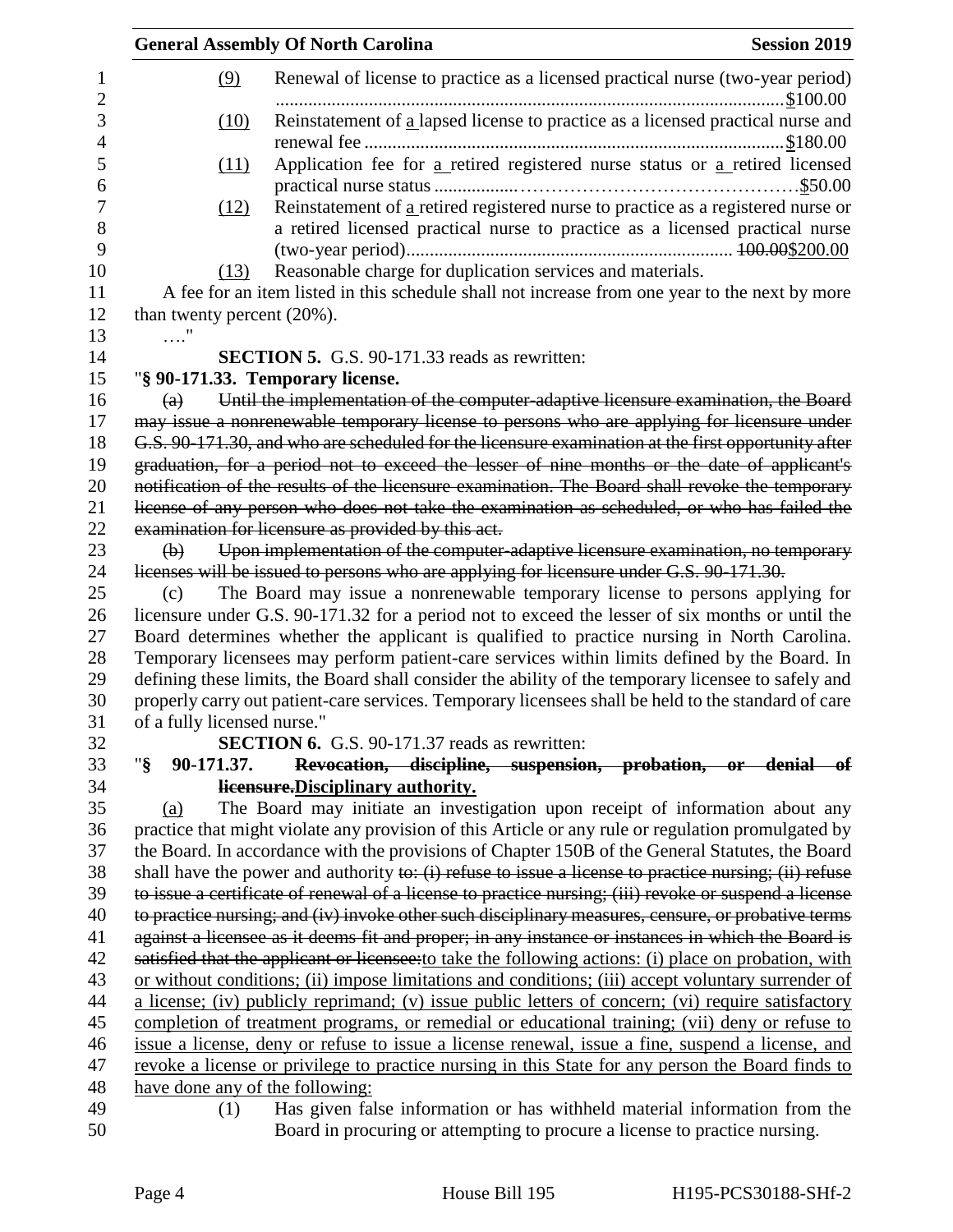(9) Renewal of license to practice as a licensed practical nurse (two-year period) ..........................................................................................................$100.00

(10) Reinstatement of a lapsed license to practice as a licensed practical nurse and renewal fee ...........................................................................................$180.00

(11) Application fee for a retired registered nurse status or a retired licensed practical nurse status ..................................................................$50.00

(12) Reinstatement of a retired registered nurse to practice as a registered nurse or a retired licensed practical nurse to practice as a licensed practical nurse (two-year period)...................................................................... ~~100.00~~$200.00

(13) Reasonable charge for duplication services and materials.

A fee for an item listed in this schedule shall not increase from one year to the next by more than twenty percent (20%).

…."

**SECTION 5.** G.S. 90-171.33 reads as rewritten:

"**§ 90-171.33. Temporary license.**

~~(a) Until the implementation of the computer-adaptive licensure examination, the Board may issue a nonrenewable temporary license to persons who are applying for licensure under G.S. 90-171.30, and who are scheduled for the licensure examination at the first opportunity after graduation, for a period not to exceed the lesser of nine months or the date of applicant's notification of the results of the licensure examination. The Board shall revoke the temporary license of any person who does not take the examination as scheduled, or who has failed the examination for licensure as provided by this act.~~

~~(b) Upon implementation of the computer-adaptive licensure examination, no temporary licenses will be issued to persons who are applying for licensure under G.S. 90-171.30.~~

(c) The Board may issue a nonrenewable temporary license to persons applying for licensure under G.S. 90-171.32 for a period not to exceed the lesser of six months or until the Board determines whether the applicant is qualified to practice nursing in North Carolina. Temporary licensees may perform patient-care services within limits defined by the Board. In defining these limits, the Board shall consider the ability of the temporary licensee to safely and properly carry out patient-care services. Temporary licensees shall be held to the standard of care of a fully licensed nurse."

**SECTION 6.** G.S. 90-171.37 reads as rewritten:

"**§ 90-171.37. ~~Revocation, discipline, suspension, probation, or denial of licensure.~~Disciplinary authority.**

(a) The Board may initiate an investigation upon receipt of information about any practice that might violate any provision of this Article or any rule or regulation promulgated by the Board. In accordance with the provisions of Chapter 150B of the General Statutes, the Board shall have the power and authority ~~to: (i) refuse to issue a license to practice nursing; (ii) refuse to issue a certificate of renewal of a license to practice nursing; (iii) revoke or suspend a license to practice nursing; and (iv) invoke other such disciplinary measures, censure, or probative terms against a licensee as it deems fit and proper; in any instance or instances in which the Board is satisfied that the applicant or licensee:~~to take the following actions: (i) place on probation, with or without conditions; (ii) impose limitations and conditions; (iii) accept voluntary surrender of a license; (iv) publicly reprimand; (v) issue public letters of concern; (vi) require satisfactory completion of treatment programs, or remedial or educational training; (vii) deny or refuse to issue a license, deny or refuse to issue a license renewal, issue a fine, suspend a license, and revoke a license or privilege to practice nursing in this State for any person the Board finds to have done any of the following:

(1) Has given false information or has withheld material information from the Board in procuring or attempting to procure a license to practice nursing.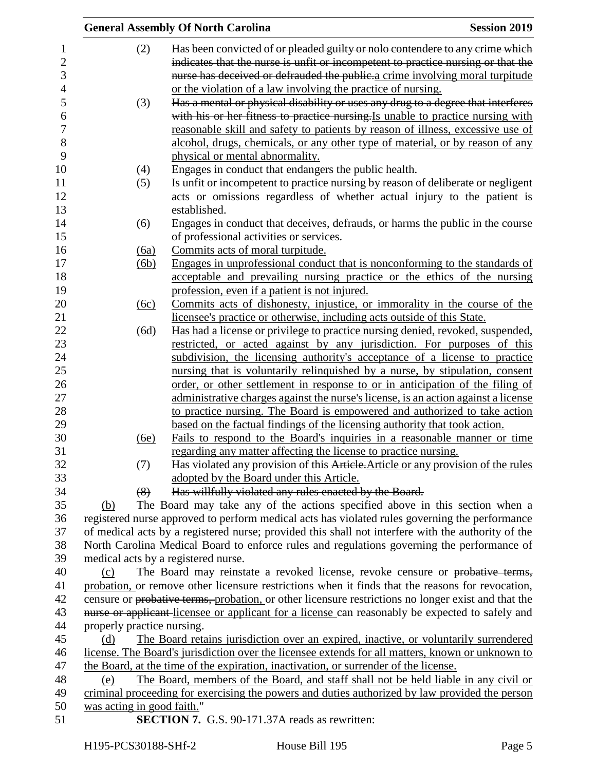(2) Has been convicted of ~~or pleaded guilty or nolo contendere to any crime which indicates that the nurse is unfit or incompetent to practice nursing or that the nurse has deceived or defrauded the public.~~a crime involving moral turpitude or the violation of a law involving the practice of nursing.

(3) ~~Has a mental or physical disability or uses any drug to a degree that interferes with his or her fitness to practice nursing.~~Is unable to practice nursing with reasonable skill and safety to patients by reason of illness, excessive use of alcohol, drugs, chemicals, or any other type of material, or by reason of any physical or mental abnormality.

(4) Engages in conduct that endangers the public health.

(5) Is unfit or incompetent to practice nursing by reason of deliberate or negligent acts or omissions regardless of whether actual injury to the patient is established.

(6) Engages in conduct that deceives, defrauds, or harms the public in the course of professional activities or services.

(6a) Commits acts of moral turpitude.

(6b) Engages in unprofessional conduct that is nonconforming to the standards of acceptable and prevailing nursing practice or the ethics of the nursing profession, even if a patient is not injured.

(6c) Commits acts of dishonesty, injustice, or immorality in the course of the licensee's practice or otherwise, including acts outside of this State.

(6d) Has had a license or privilege to practice nursing denied, revoked, suspended, restricted, or acted against by any jurisdiction. For purposes of this subdivision, the licensing authority's acceptance of a license to practice nursing that is voluntarily relinquished by a nurse, by stipulation, consent order, or other settlement in response to or in anticipation of the filing of administrative charges against the nurse's license, is an action against a license to practice nursing. The Board is empowered and authorized to take action based on the factual findings of the licensing authority that took action.

(6e) Fails to respond to the Board's inquiries in a reasonable manner or time regarding any matter affecting the license to practice nursing.

(7) Has violated any provision of this ~~Article.~~Article or any provision of the rules adopted by the Board under this Article.

~~(8) Has willfully violated any rules enacted by the Board.~~

(b) The Board may take any of the actions specified above in this section when a registered nurse approved to perform medical acts has violated rules governing the performance of medical acts by a registered nurse; provided this shall not interfere with the authority of the North Carolina Medical Board to enforce rules and regulations governing the performance of medical acts by a registered nurse.

(c) The Board may reinstate a revoked license, revoke censure or ~~probative terms,~~ probation, or remove other licensure restrictions when it finds that the reasons for revocation, censure or ~~probative terms,~~ probation, or other licensure restrictions no longer exist and that the ~~nurse or applicant~~ licensee or applicant for a license can reasonably be expected to safely and properly practice nursing.

(d) The Board retains jurisdiction over an expired, inactive, or voluntarily surrendered license. The Board's jurisdiction over the licensee extends for all matters, known or unknown to the Board, at the time of the expiration, inactivation, or surrender of the license.

(e) The Board, members of the Board, and staff shall not be held liable in any civil or criminal proceeding for exercising the powers and duties authorized by law provided the person was acting in good faith."

**SECTION 7.** G.S. 90-171.37A reads as rewritten: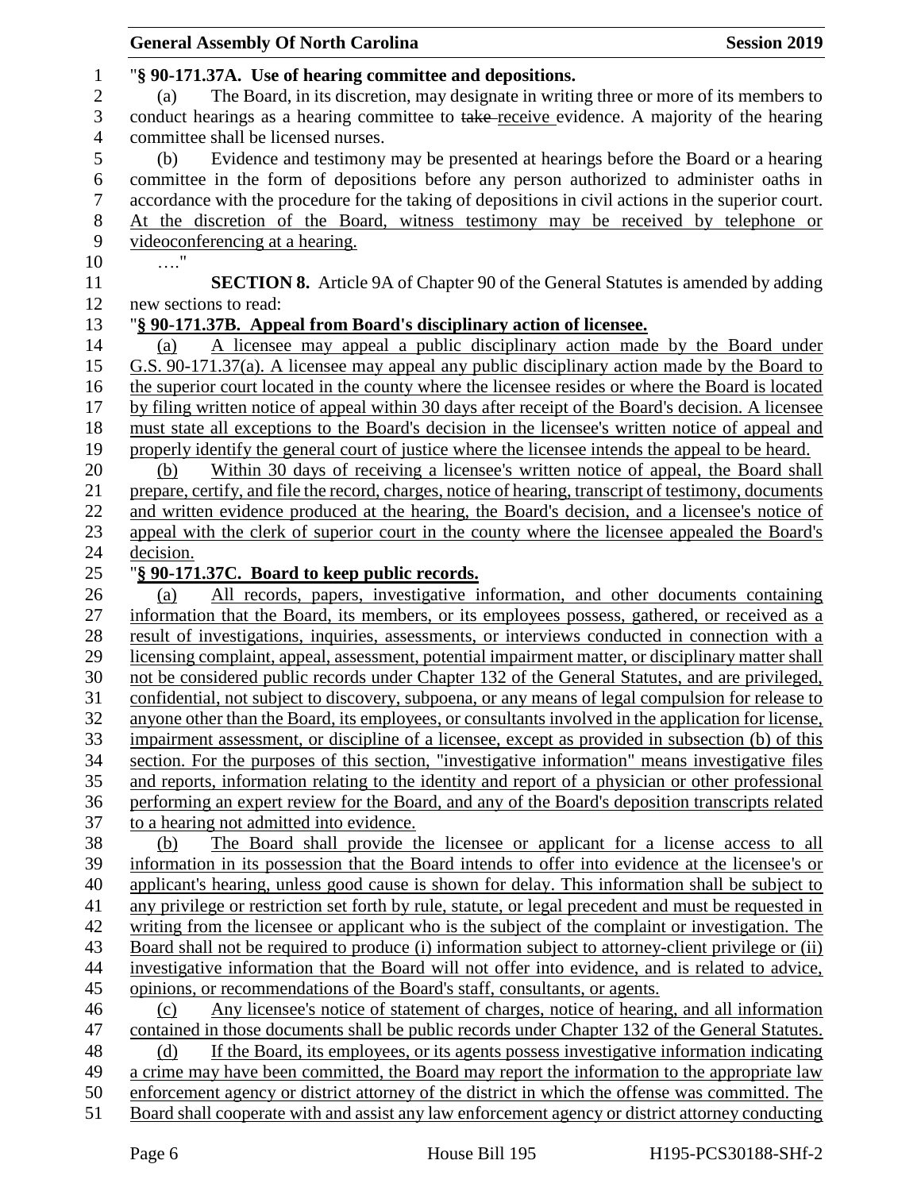"**§ 90-171.37A. Use of hearing committee and depositions.**

(a) The Board, in its discretion, may designate in writing three or more of its members to conduct hearings as a hearing committee to ~~take~~ receive evidence. A majority of the hearing committee shall be licensed nurses.

(b) Evidence and testimony may be presented at hearings before the Board or a hearing committee in the form of depositions before any person authorized to administer oaths in accordance with the procedure for the taking of depositions in civil actions in the superior court. At the discretion of the Board, witness testimony may be received by telephone or videoconferencing at a hearing.

…."

**SECTION 8.** Article 9A of Chapter 90 of the General Statutes is amended by adding new sections to read:

"**§ 90-171.37B. Appeal from Board's disciplinary action of licensee.**

(a) A licensee may appeal a public disciplinary action made by the Board under G.S. 90-171.37(a). A licensee may appeal any public disciplinary action made by the Board to the superior court located in the county where the licensee resides or where the Board is located by filing written notice of appeal within 30 days after receipt of the Board's decision. A licensee must state all exceptions to the Board's decision in the licensee's written notice of appeal and properly identify the general court of justice where the licensee intends the appeal to be heard.

(b) Within 30 days of receiving a licensee's written notice of appeal, the Board shall prepare, certify, and file the record, charges, notice of hearing, transcript of testimony, documents and written evidence produced at the hearing, the Board's decision, and a licensee's notice of appeal with the clerk of superior court in the county where the licensee appealed the Board's decision.

"**§ 90-171.37C. Board to keep public records.**

(a) All records, papers, investigative information, and other documents containing information that the Board, its members, or its employees possess, gathered, or received as a result of investigations, inquiries, assessments, or interviews conducted in connection with a licensing complaint, appeal, assessment, potential impairment matter, or disciplinary matter shall not be considered public records under Chapter 132 of the General Statutes, and are privileged, confidential, not subject to discovery, subpoena, or any means of legal compulsion for release to anyone other than the Board, its employees, or consultants involved in the application for license, impairment assessment, or discipline of a licensee, except as provided in subsection (b) of this section. For the purposes of this section, "investigative information" means investigative files and reports, information relating to the identity and report of a physician or other professional performing an expert review for the Board, and any of the Board's deposition transcripts related to a hearing not admitted into evidence.

(b) The Board shall provide the licensee or applicant for a license access to all information in its possession that the Board intends to offer into evidence at the licensee's or applicant's hearing, unless good cause is shown for delay. This information shall be subject to any privilege or restriction set forth by rule, statute, or legal precedent and must be requested in writing from the licensee or applicant who is the subject of the complaint or investigation. The Board shall not be required to produce (i) information subject to attorney-client privilege or (ii) investigative information that the Board will not offer into evidence, and is related to advice, opinions, or recommendations of the Board's staff, consultants, or agents.

(c) Any licensee's notice of statement of charges, notice of hearing, and all information contained in those documents shall be public records under Chapter 132 of the General Statutes.

(d) If the Board, its employees, or its agents possess investigative information indicating a crime may have been committed, the Board may report the information to the appropriate law enforcement agency or district attorney of the district in which the offense was committed. The Board shall cooperate with and assist any law enforcement agency or district attorney conducting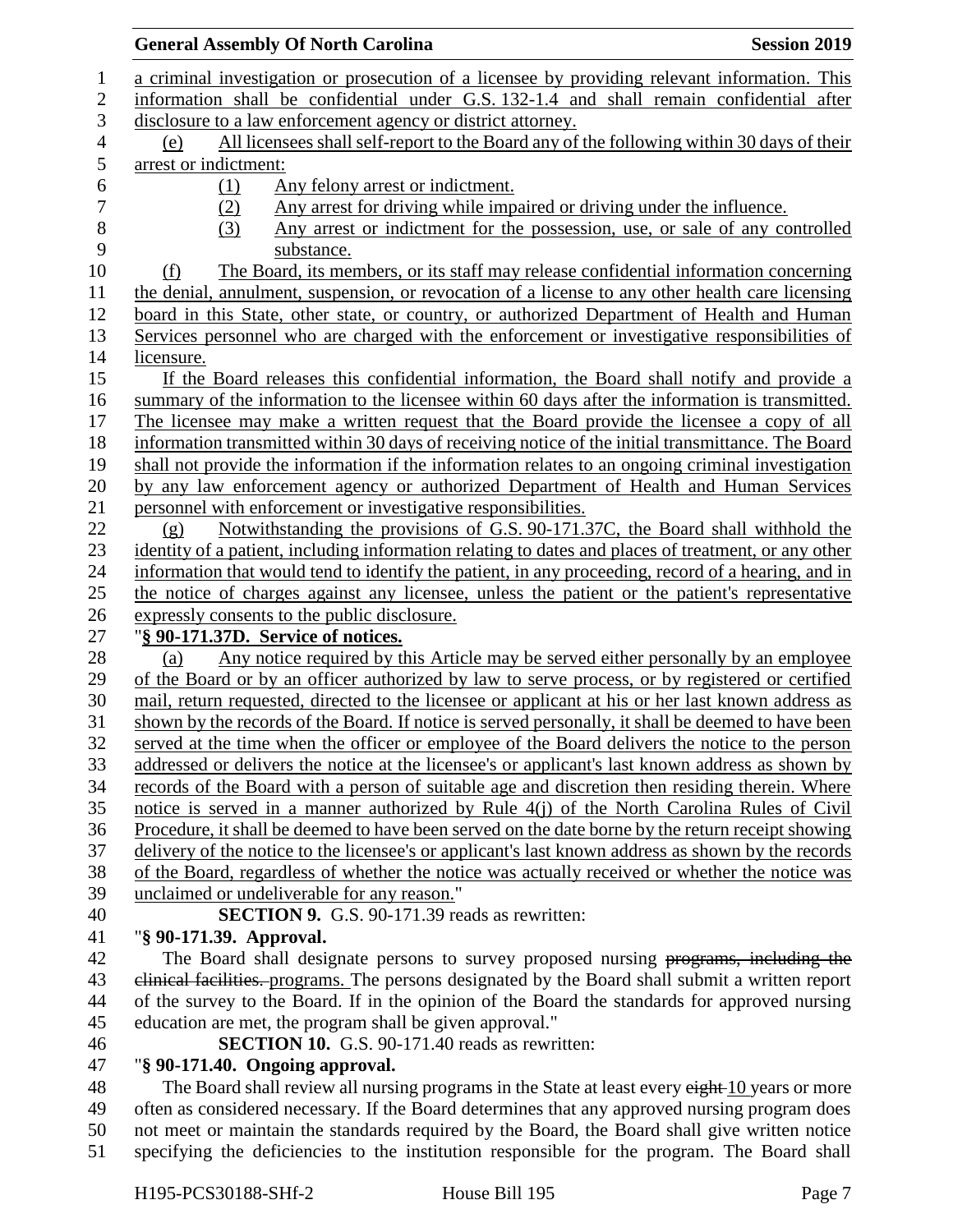a criminal investigation or prosecution of a licensee by providing relevant information. This information shall be confidential under G.S. 132-1.4 and shall remain confidential after disclosure to a law enforcement agency or district attorney.

(e) All licensees shall self-report to the Board any of the following within 30 days of their arrest or indictment:

- (1) Any felony arrest or indictment.
- (2) Any arrest for driving while impaired or driving under the influence.
- (3) Any arrest or indictment for the possession, use, or sale of any controlled substance.

(f) The Board, its members, or its staff may release confidential information concerning the denial, annulment, suspension, or revocation of a license to any other health care licensing board in this State, other state, or country, or authorized Department of Health and Human Services personnel who are charged with the enforcement or investigative responsibilities of licensure.

If the Board releases this confidential information, the Board shall notify and provide a summary of the information to the licensee within 60 days after the information is transmitted. The licensee may make a written request that the Board provide the licensee a copy of all information transmitted within 30 days of receiving notice of the initial transmittance. The Board shall not provide the information if the information relates to an ongoing criminal investigation by any law enforcement agency or authorized Department of Health and Human Services personnel with enforcement or investigative responsibilities.

(g) Notwithstanding the provisions of G.S. 90-171.37C, the Board shall withhold the identity of a patient, including information relating to dates and places of treatment, or any other information that would tend to identify the patient, in any proceeding, record of a hearing, and in the notice of charges against any licensee, unless the patient or the patient's representative expressly consents to the public disclosure.

"**§ 90-171.37D. Service of notices.**

(a) Any notice required by this Article may be served either personally by an employee of the Board or by an officer authorized by law to serve process, or by registered or certified mail, return requested, directed to the licensee or applicant at his or her last known address as shown by the records of the Board. If notice is served personally, it shall be deemed to have been served at the time when the officer or employee of the Board delivers the notice to the person addressed or delivers the notice at the licensee's or applicant's last known address as shown by records of the Board with a person of suitable age and discretion then residing therein. Where notice is served in a manner authorized by Rule 4(j) of the North Carolina Rules of Civil Procedure, it shall be deemed to have been served on the date borne by the return receipt showing delivery of the notice to the licensee's or applicant's last known address as shown by the records of the Board, regardless of whether the notice was actually received or whether the notice was unclaimed or undeliverable for any reason."

**SECTION 9.** G.S. 90-171.39 reads as rewritten:

"**§ 90-171.39. Approval.**

The Board shall designate persons to survey proposed nursing ~~programs, including the clinical facilities.~~ programs. The persons designated by the Board shall submit a written report of the survey to the Board. If in the opinion of the Board the standards for approved nursing education are met, the program shall be given approval."

**SECTION 10.** G.S. 90-171.40 reads as rewritten:

"**§ 90-171.40. Ongoing approval.**

The Board shall review all nursing programs in the State at least every ~~eight~~ 10 years or more often as considered necessary. If the Board determines that any approved nursing program does not meet or maintain the standards required by the Board, the Board shall give written notice specifying the deficiencies to the institution responsible for the program. The Board shall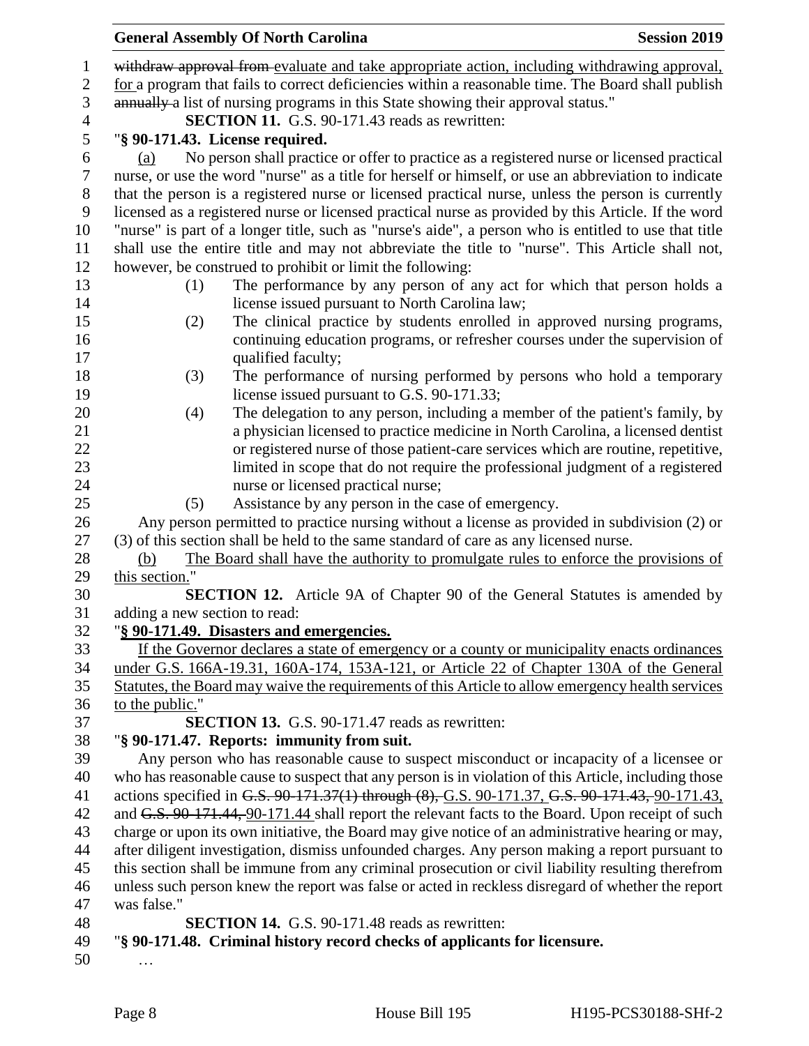~~withdraw approval from~~ evaluate and take appropriate action, including withdrawing approval, for a program that fails to correct deficiencies within a reasonable time. The Board shall publish ~~annually~~ a list of nursing programs in this State showing their approval status."

**SECTION 11.** G.S. 90-171.43 reads as rewritten:

"**§ 90-171.43. License required.**

(a) No person shall practice or offer to practice as a registered nurse or licensed practical nurse, or use the word "nurse" as a title for herself or himself, or use an abbreviation to indicate that the person is a registered nurse or licensed practical nurse, unless the person is currently licensed as a registered nurse or licensed practical nurse as provided by this Article. If the word "nurse" is part of a longer title, such as "nurse's aide", a person who is entitled to use that title shall use the entire title and may not abbreviate the title to "nurse". This Article shall not, however, be construed to prohibit or limit the following:

(1) The performance by any person of any act for which that person holds a license issued pursuant to North Carolina law;

(2) The clinical practice by students enrolled in approved nursing programs, continuing education programs, or refresher courses under the supervision of qualified faculty;

(3) The performance of nursing performed by persons who hold a temporary license issued pursuant to G.S. 90-171.33;

(4) The delegation to any person, including a member of the patient's family, by a physician licensed to practice medicine in North Carolina, a licensed dentist or registered nurse of those patient-care services which are routine, repetitive, limited in scope that do not require the professional judgment of a registered nurse or licensed practical nurse;

(5) Assistance by any person in the case of emergency.

Any person permitted to practice nursing without a license as provided in subdivision (2) or (3) of this section shall be held to the same standard of care as any licensed nurse.

(b) The Board shall have the authority to promulgate rules to enforce the provisions of this section."

**SECTION 12.** Article 9A of Chapter 90 of the General Statutes is amended by adding a new section to read:

"**§ 90-171.49. Disasters and emergencies.**

If the Governor declares a state of emergency or a county or municipality enacts ordinances under G.S. 166A-19.31, 160A-174, 153A-121, or Article 22 of Chapter 130A of the General Statutes, the Board may waive the requirements of this Article to allow emergency health services to the public."

**SECTION 13.** G.S. 90-171.47 reads as rewritten:

"**§ 90-171.47. Reports: immunity from suit.**

Any person who has reasonable cause to suspect misconduct or incapacity of a licensee or who has reasonable cause to suspect that any person is in violation of this Article, including those actions specified in ~~G.S. 90-171.37(1) through (8),~~ G.S. 90-171.37, ~~G.S. 90-171.43,~~ 90-171.43, and ~~G.S. 90-171.44,~~ 90-171.44 shall report the relevant facts to the Board. Upon receipt of such charge or upon its own initiative, the Board may give notice of an administrative hearing or may, after diligent investigation, dismiss unfounded charges. Any person making a report pursuant to this section shall be immune from any criminal prosecution or civil liability resulting therefrom unless such person knew the report was false or acted in reckless disregard of whether the report was false."

**SECTION 14.** G.S. 90-171.48 reads as rewritten:

"**§ 90-171.48. Criminal history record checks of applicants for licensure.**

…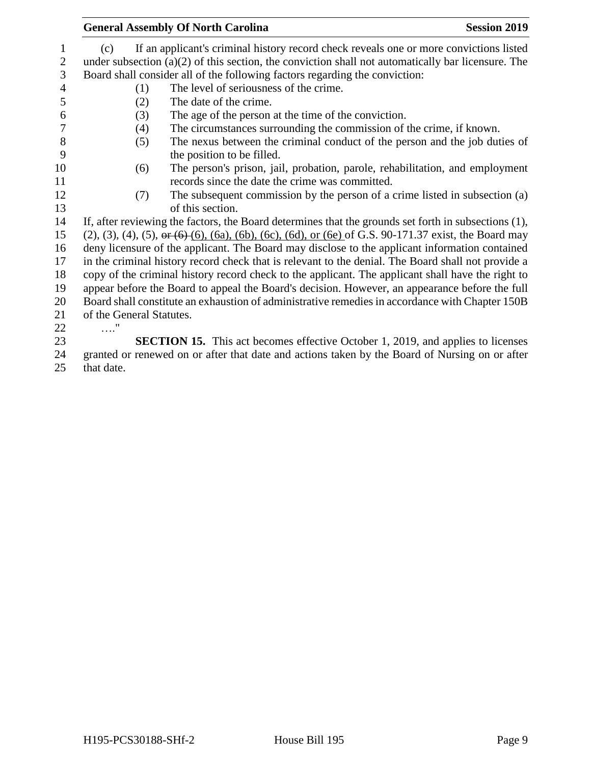(c) If an applicant's criminal history record check reveals one or more convictions listed under subsection (a)(2) of this section, the conviction shall not automatically bar licensure. The Board shall consider all of the following factors regarding the conviction:

(1) The level of seriousness of the crime.
(2) The date of the crime.
(3) The age of the person at the time of the conviction.
(4) The circumstances surrounding the commission of the crime, if known.
(5) The nexus between the criminal conduct of the person and the job duties of the position to be filled.
(6) The person's prison, jail, probation, parole, rehabilitation, and employment records since the date the crime was committed.
(7) The subsequent commission by the person of a crime listed in subsection (a) of this section.

If, after reviewing the factors, the Board determines that the grounds set forth in subsections (1), (2), (3), (4), (5), ~~or (6)~~ (6), (6a), (6b), (6c), (6d), or (6e) of G.S. 90-171.37 exist, the Board may deny licensure of the applicant. The Board may disclose to the applicant information contained in the criminal history record check that is relevant to the denial. The Board shall not provide a copy of the criminal history record check to the applicant. The applicant shall have the right to appear before the Board to appeal the Board's decision. However, an appearance before the full Board shall constitute an exhaustion of administrative remedies in accordance with Chapter 150B of the General Statutes.

…."

**SECTION 15.** This act becomes effective October 1, 2019, and applies to licenses granted or renewed on or after that date and actions taken by the Board of Nursing on or after that date.